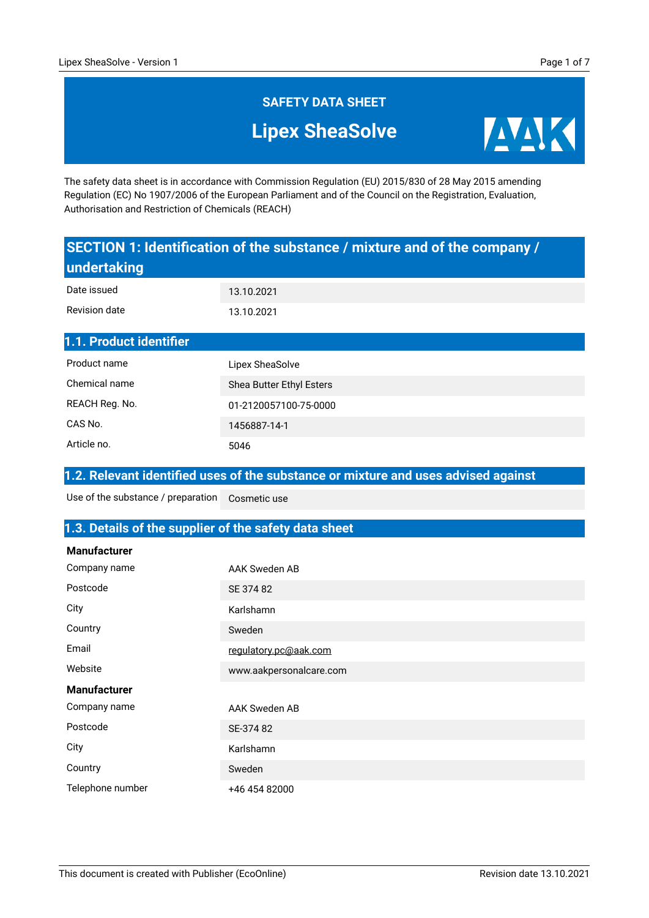# SAFETY DATA SHEET

# Lipex SheaSolve

The safety data sheet is in accordance with Commission Regulation (EU) 2015/830 of 28 May 2015 amending Regulation (EC) No 1907/2006 of the European Parliament and of the Council on the Registration, Evaluation, Authorisation and Restriction of Chemicals (REACH)

## SECTION 1: Identification of the substance / mixture and of the company / undertaking

| | |
|---|---|
| Date issued | 13.10.2021 |
| Revision date | 13.10.2021 |

### 1.1. Product identifier

| | |
|---|---|
| Product name | Lipex SheaSolve |
| Chemical name | Shea Butter Ethyl Esters |
| REACH Reg. No. | 01-2120057100-75-0000 |
| CAS No. | 1456887-14-1 |
| Article no. | 5046 |

### 1.2. Relevant identified uses of the substance or mixture and uses advised against

| | |
|---|---|
| Use of the substance / preparation | Cosmetic use |

### 1.3. Details of the supplier of the safety data sheet

**Manufacturer**

| | |
|---|---|
| Company name | AAK Sweden AB |
| Postcode | SE 374 82 |
| City | Karlshamn |
| Country | Sweden |
| Email | regulatory.pc@aak.com |
| Website | www.aakpersonalcare.com |

**Manufacturer**

| | |
|---|---|
| Company name | AAK Sweden AB |
| Postcode | SE-374 82 |
| City | Karlshamn |
| Country | Sweden |
| Telephone number | +46 454 82000 |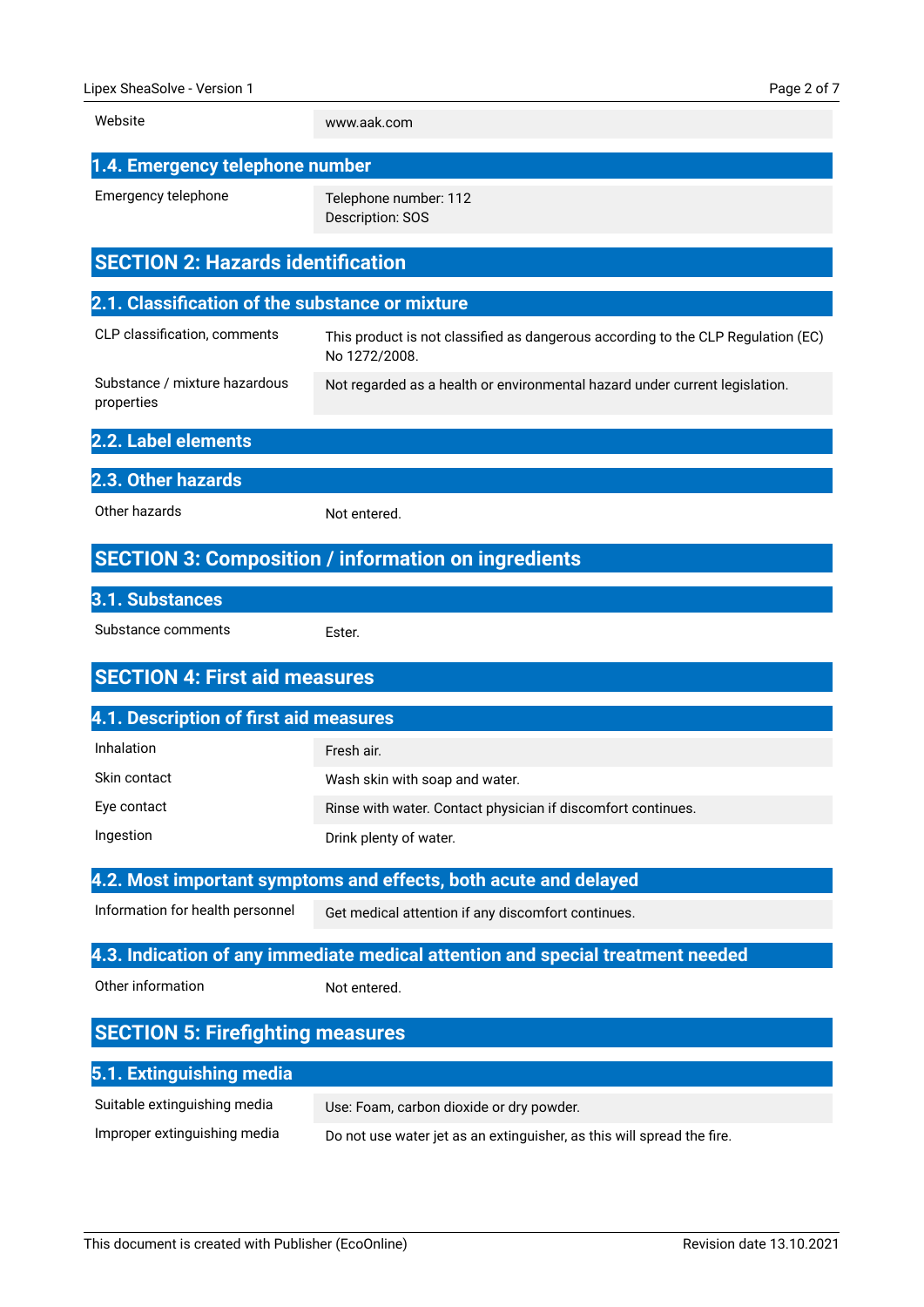| | |
|---|---|
| Website | www.aak.com |

### 1.4. Emergency telephone number

| | |
|---|---|
| Emergency telephone | Telephone number: 112<br>Description: SOS |

## SECTION 2: Hazards identification

### 2.1. Classification of the substance or mixture

| | |
|---|---|
| CLP classification, comments | This product is not classified as dangerous according to the CLP Regulation (EC) No 1272/2008. |
| Substance / mixture hazardous properties | Not regarded as a health or environmental hazard under current legislation. |

### 2.2. Label elements

### 2.3. Other hazards

| | |
|---|---|
| Other hazards | Not entered. |

## SECTION 3: Composition / information on ingredients

### 3.1. Substances

| | |
|---|---|
| Substance comments | Ester. |

## SECTION 4: First aid measures

### 4.1. Description of first aid measures

| | |
|---|---|
| Inhalation | Fresh air. |
| Skin contact | Wash skin with soap and water. |
| Eye contact | Rinse with water. Contact physician if discomfort continues. |
| Ingestion | Drink plenty of water. |

### 4.2. Most important symptoms and effects, both acute and delayed

| | |
|---|---|
| Information for health personnel | Get medical attention if any discomfort continues. |

### 4.3. Indication of any immediate medical attention and special treatment needed

| | |
|---|---|
| Other information | Not entered. |

## SECTION 5: Firefighting measures

### 5.1. Extinguishing media

| | |
|---|---|
| Suitable extinguishing media | Use: Foam, carbon dioxide or dry powder. |
| Improper extinguishing media | Do not use water jet as an extinguisher, as this will spread the fire. |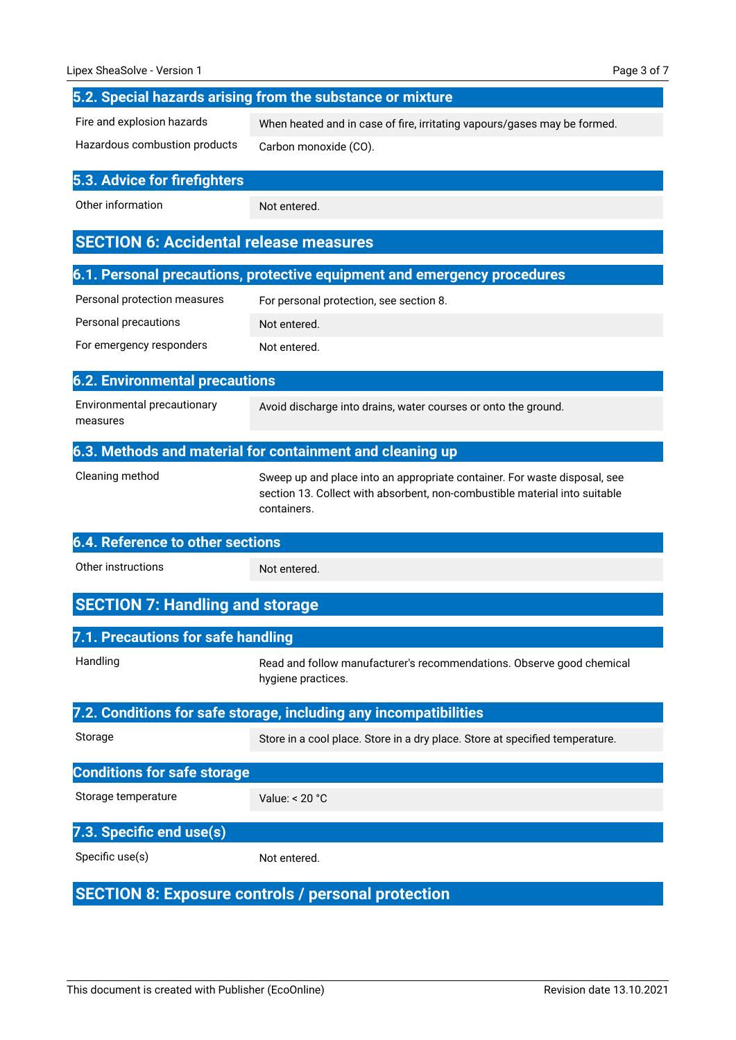## 5.2. Special hazards arising from the substance or mixture

| | |
|---|---|
| Fire and explosion hazards | When heated and in case of fire, irritating vapours/gases may be formed. |
| Hazardous combustion products | Carbon monoxide (CO). |

## 5.3. Advice for firefighters

| | |
|---|---|
| Other information | Not entered. |

# SECTION 6: Accidental release measures

## 6.1. Personal precautions, protective equipment and emergency procedures

| | |
|---|---|
| Personal protection measures | For personal protection, see section 8. |
| Personal precautions | Not entered. |
| For emergency responders | Not entered. |

## 6.2. Environmental precautions

| | |
|---|---|
| Environmental precautionary measures | Avoid discharge into drains, water courses or onto the ground. |

## 6.3. Methods and material for containment and cleaning up

| | |
|---|---|
| Cleaning method | Sweep up and place into an appropriate container. For waste disposal, see section 13. Collect with absorbent, non-combustible material into suitable containers. |

## 6.4. Reference to other sections

| | |
|---|---|
| Other instructions | Not entered. |

# SECTION 7: Handling and storage

## 7.1. Precautions for safe handling

| | |
|---|---|
| Handling | Read and follow manufacturer's recommendations. Observe good chemical hygiene practices. |

## 7.2. Conditions for safe storage, including any incompatibilities

| | |
|---|---|
| Storage | Store in a cool place. Store in a dry place. Store at specified temperature. |

## Conditions for safe storage

| | |
|---|---|
| Storage temperature | Value: < 20 °C |

## 7.3. Specific end use(s)

| | |
|---|---|
| Specific use(s) | Not entered. |

# SECTION 8: Exposure controls / personal protection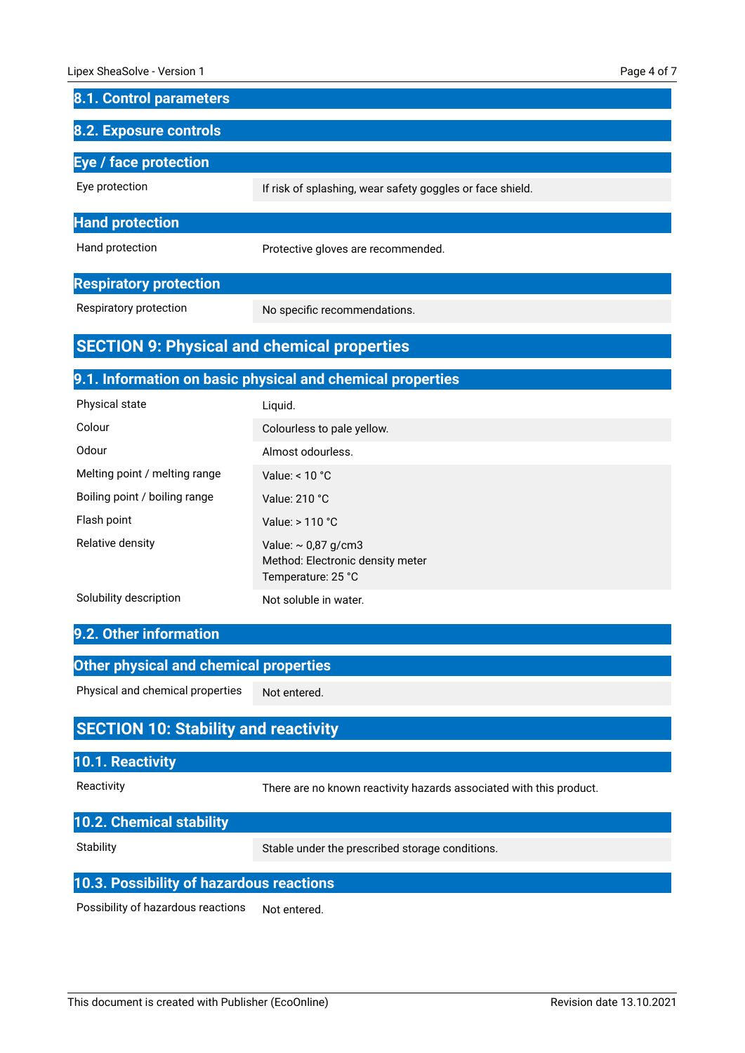## 8.1. Control parameters

## 8.2. Exposure controls

### Eye / face protection

| | |
|---|---|
| Eye protection | If risk of splashing, wear safety goggles or face shield. |

### Hand protection

| | |
|---|---|
| Hand protection | Protective gloves are recommended. |

### Respiratory protection

| | |
|---|---|
| Respiratory protection | No specific recommendations. |

# SECTION 9: Physical and chemical properties

## 9.1. Information on basic physical and chemical properties

| | |
|---|---|
| Physical state | Liquid. |
| Colour | Colourless to pale yellow. |
| Odour | Almost odourless. |
| Melting point / melting range | Value: < 10 °C |
| Boiling point / boiling range | Value: 210 °C |
| Flash point | Value: > 110 °C |
| Relative density | Value: ~ 0,87 g/cm3<br>Method: Electronic density meter<br>Temperature: 25 °C |
| Solubility description | Not soluble in water. |

## 9.2. Other information

### Other physical and chemical properties

| | |
|---|---|
| Physical and chemical properties | Not entered. |

# SECTION 10: Stability and reactivity

## 10.1. Reactivity

| | |
|---|---|
| Reactivity | There are no known reactivity hazards associated with this product. |

## 10.2. Chemical stability

| | |
|---|---|
| Stability | Stable under the prescribed storage conditions. |

## 10.3. Possibility of hazardous reactions

| | |
|---|---|
| Possibility of hazardous reactions | Not entered. |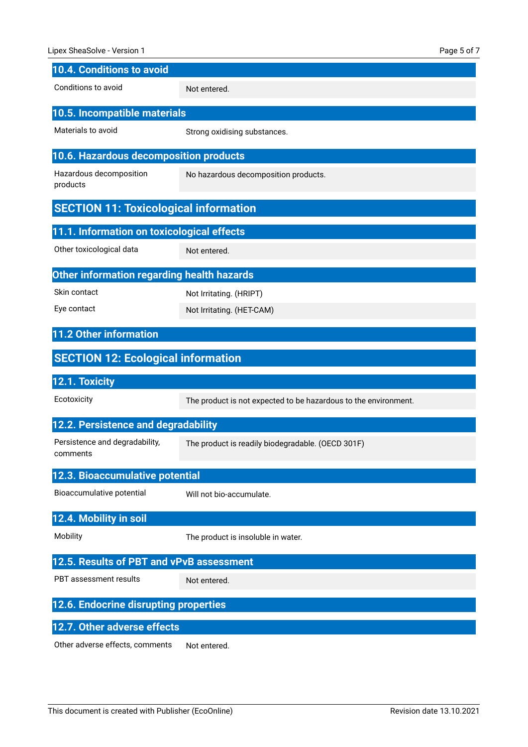### 10.4. Conditions to avoid

| Conditions to avoid | Not entered. |
|---|---|

### 10.5. Incompatible materials

| Materials to avoid | Strong oxidising substances. |
|---|---|

### 10.6. Hazardous decomposition products

| Hazardous decomposition products | No hazardous decomposition products. |
|---|---|

## SECTION 11: Toxicological information

### 11.1. Information on toxicological effects

| Other toxicological data | Not entered. |
|---|---|

### Other information regarding health hazards

| Skin contact | Not Irritating. (HRIPT) |
|---|---|
| Eye contact | Not Irritating. (HET-CAM) |

### 11.2 Other information

## SECTION 12: Ecological information

### 12.1. Toxicity

| Ecotoxicity | The product is not expected to be hazardous to the environment. |
|---|---|

### 12.2. Persistence and degradability

| Persistence and degradability, comments | The product is readily biodegradable. (OECD 301F) |
|---|---|

### 12.3. Bioaccumulative potential

| Bioaccumulative potential | Will not bio-accumulate. |
|---|---|

### 12.4. Mobility in soil

| Mobility | The product is insoluble in water. |
|---|---|

### 12.5. Results of PBT and vPvB assessment

| PBT assessment results | Not entered. |
|---|---|

### 12.6. Endocrine disrupting properties

### 12.7. Other adverse effects

| Other adverse effects, comments | Not entered. |
|---|---|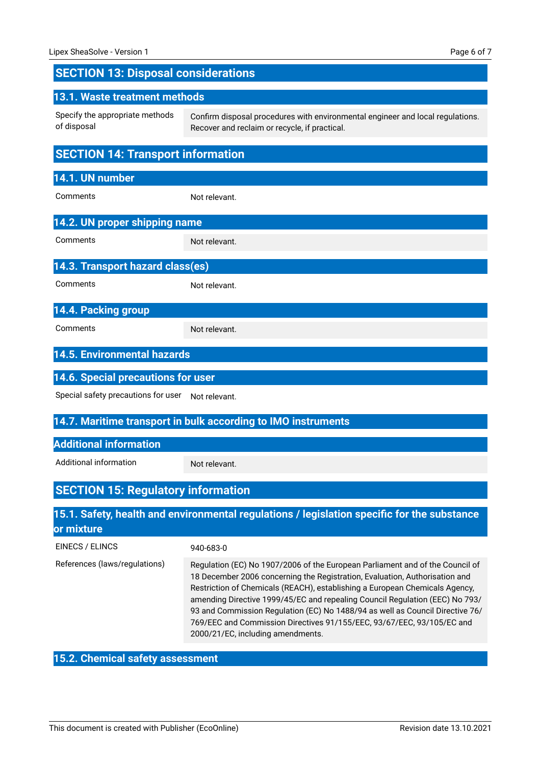## SECTION 13: Disposal considerations

### 13.1. Waste treatment methods

| | |
|---|---|
| Specify the appropriate methods of disposal | Confirm disposal procedures with environmental engineer and local regulations. Recover and reclaim or recycle, if practical. |

## SECTION 14: Transport information

### 14.1. UN number

| | |
|---|---|
| Comments | Not relevant. |

### 14.2. UN proper shipping name

| | |
|---|---|
| Comments | Not relevant. |

### 14.3. Transport hazard class(es)

| | |
|---|---|
| Comments | Not relevant. |

### 14.4. Packing group

| | |
|---|---|
| Comments | Not relevant. |

### 14.5. Environmental hazards

### 14.6. Special precautions for user

| | |
|---|---|
| Special safety precautions for user | Not relevant. |

### 14.7. Maritime transport in bulk according to IMO instruments

### Additional information

| | |
|---|---|
| Additional information | Not relevant. |

## SECTION 15: Regulatory information

### 15.1. Safety, health and environmental regulations / legislation specific for the substance or mixture

| | |
|---|---|
| EINECS / ELINCS | 940-683-0 |
| References (laws/regulations) | Regulation (EC) No 1907/2006 of the European Parliament and of the Council of 18 December 2006 concerning the Registration, Evaluation, Authorisation and Restriction of Chemicals (REACH), establishing a European Chemicals Agency, amending Directive 1999/45/EC and repealing Council Regulation (EEC) No 793/93 and Commission Regulation (EC) No 1488/94 as well as Council Directive 76/769/EEC and Commission Directives 91/155/EEC, 93/67/EEC, 93/105/EC and 2000/21/EC, including amendments. |

### 15.2. Chemical safety assessment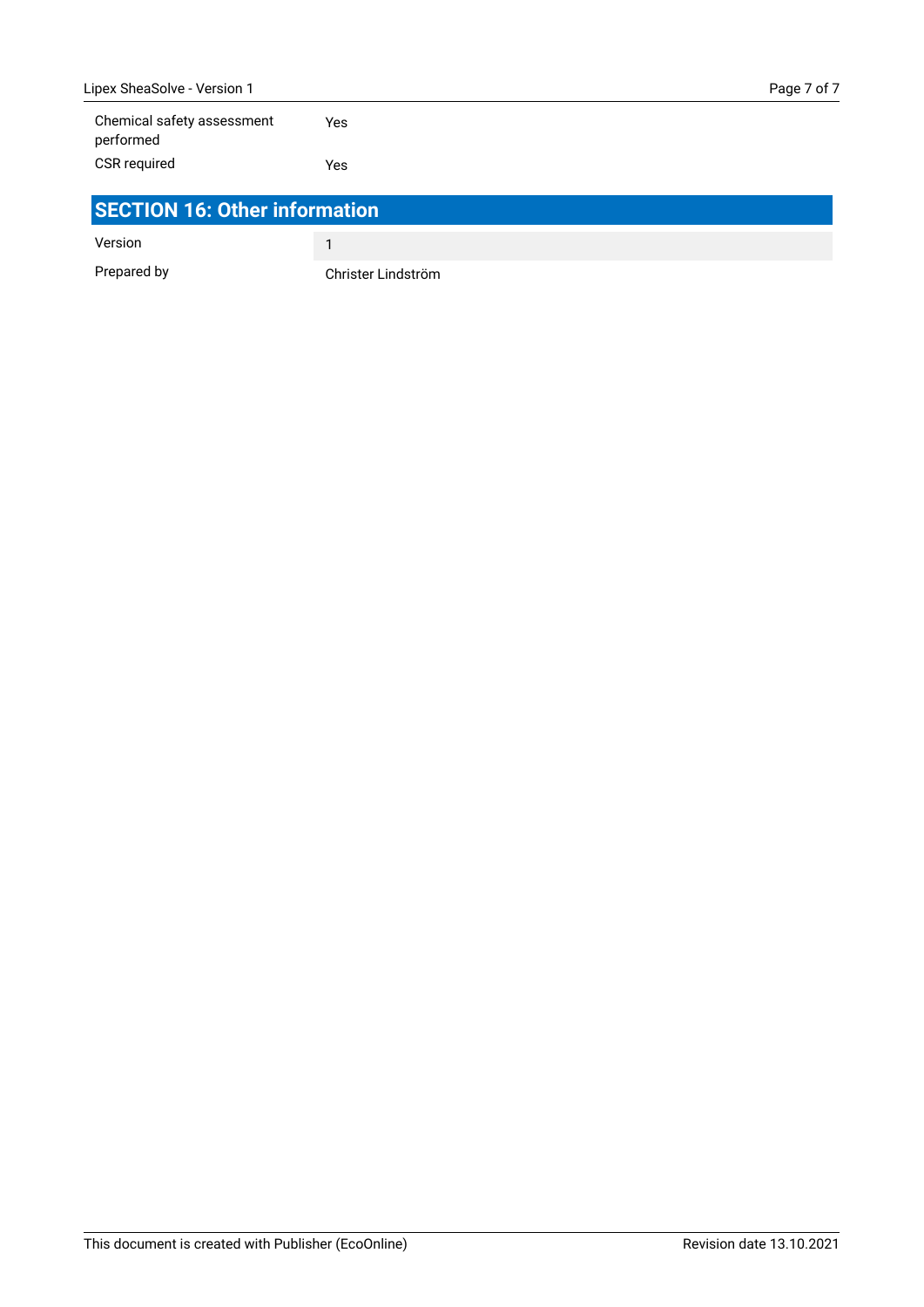| | |
|---|---|
| Chemical safety assessment performed | Yes |
| CSR required | Yes |

## SECTION 16: Other information

| | |
|---|---|
| Version | 1 |
| Prepared by | Christer Lindström |